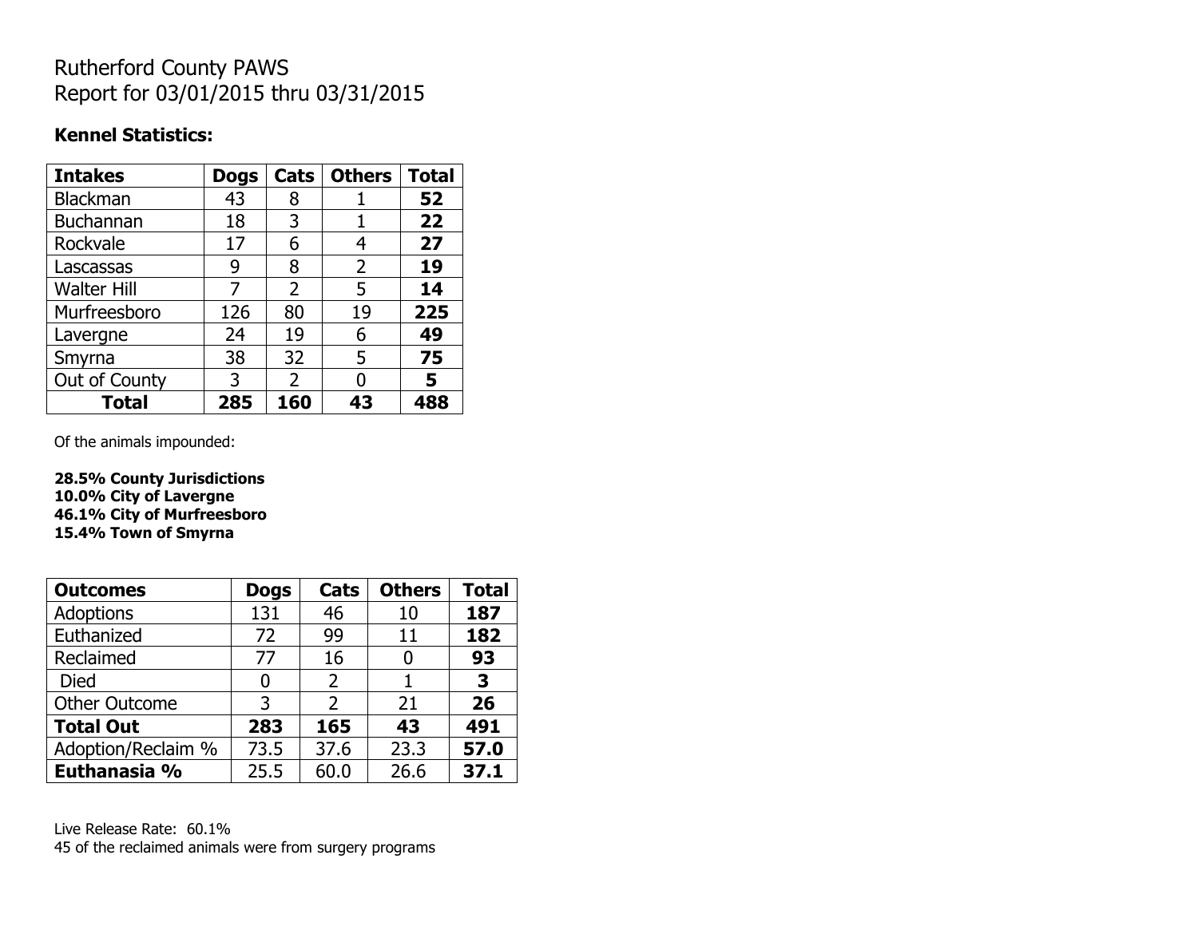# Rutherford County PAWS
# Report for 03/01/2015 thru 03/31/2015

### Kennel Statistics:

| Intakes | Dogs | Cats | Others | Total |
|---|---|---|---|---|
| Blackman | 43 | 8 | 1 | **52** |
| Buchannan | 18 | 3 | 1 | **22** |
| Rockvale | 17 | 6 | 4 | **27** |
| Lascassas | 9 | 8 | 2 | **19** |
| Walter Hill | 7 | 2 | 5 | **14** |
| Murfreesboro | 126 | 80 | 19 | **225** |
| Lavergne | 24 | 19 | 6 | **49** |
| Smyrna | 38 | 32 | 5 | **75** |
| Out of County | 3 | 2 | 0 | **5** |
| **Total** | **285** | **160** | **43** | **488** |

Of the animals impounded:

**28.5% County Jurisdictions**
**10.0% City of Lavergne**
**46.1% City of Murfreesboro**
**15.4% Town of Smyrna**

| Outcomes | Dogs | Cats | Others | Total |
|---|---|---|---|---|
| Adoptions | 131 | 46 | 10 | **187** |
| Euthanized | 72 | 99 | 11 | **182** |
| Reclaimed | 77 | 16 | 0 | **93** |
| Died | 0 | 2 | 1 | **3** |
| Other Outcome | 3 | 2 | 21 | **26** |
| **Total Out** | **283** | **165** | **43** | **491** |
| Adoption/Reclaim % | 73.5 | 37.6 | 23.3 | **57.0** |
| **Euthanasia %** | 25.5 | 60.0 | 26.6 | **37.1** |

Live Release Rate: 60.1%
45 of the reclaimed animals were from surgery programs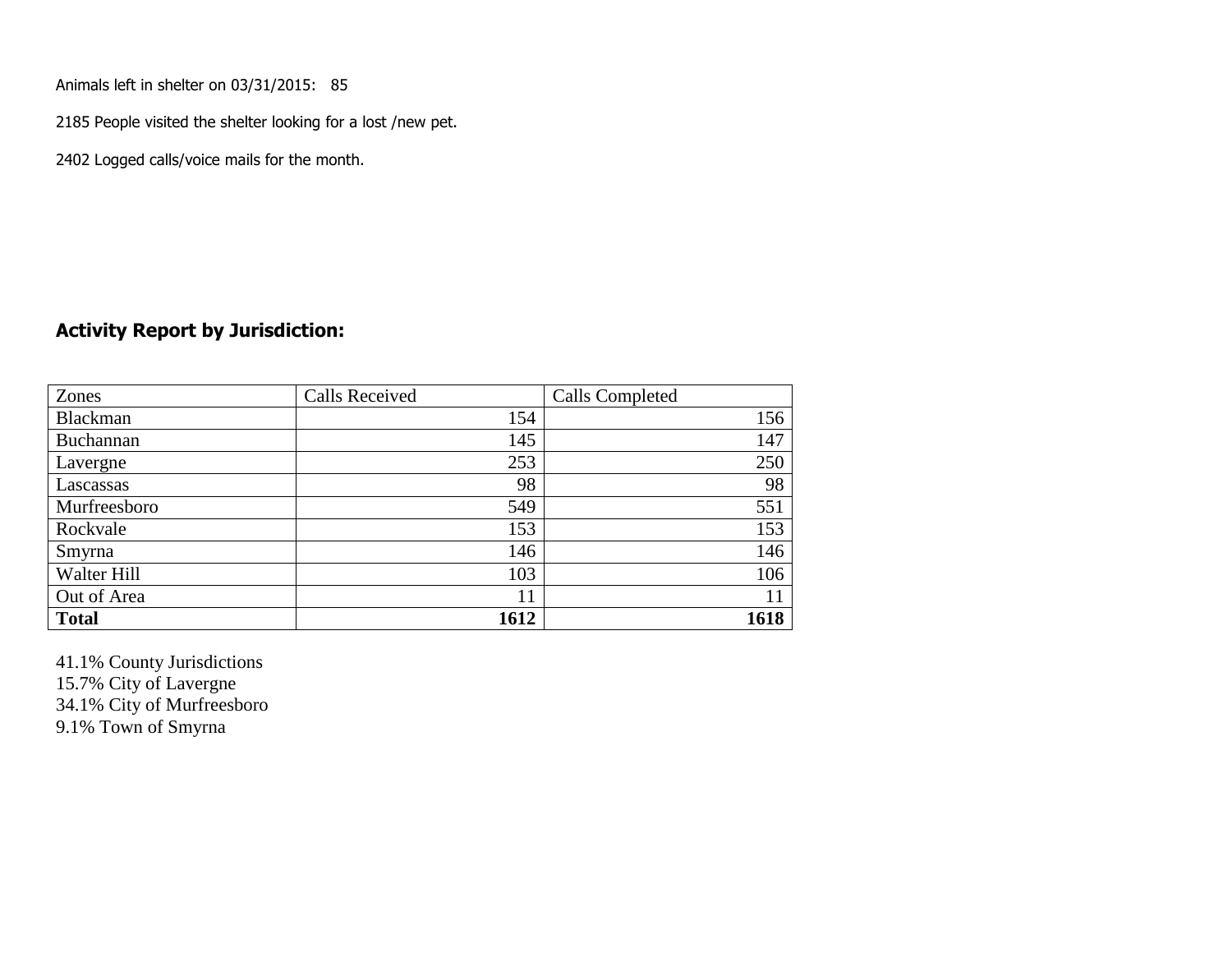Animals left in shelter on 03/31/2015: 85

2185 People visited the shelter looking for a lost /new pet.

2402 Logged calls/voice mails for the month.

## Activity Report by Jurisdiction:

| Zones | Calls Received | Calls Completed |
|---|---|---|
| Blackman | 154 | 156 |
| Buchannan | 145 | 147 |
| Lavergne | 253 | 250 |
| Lascassas | 98 | 98 |
| Murfreesboro | 549 | 551 |
| Rockvale | 153 | 153 |
| Smyrna | 146 | 146 |
| Walter Hill | 103 | 106 |
| Out of Area | 11 | 11 |
| **Total** | **1612** | **1618** |

41.1% County Jurisdictions
15.7% City of Lavergne
34.1% City of Murfreesboro
9.1% Town of Smyrna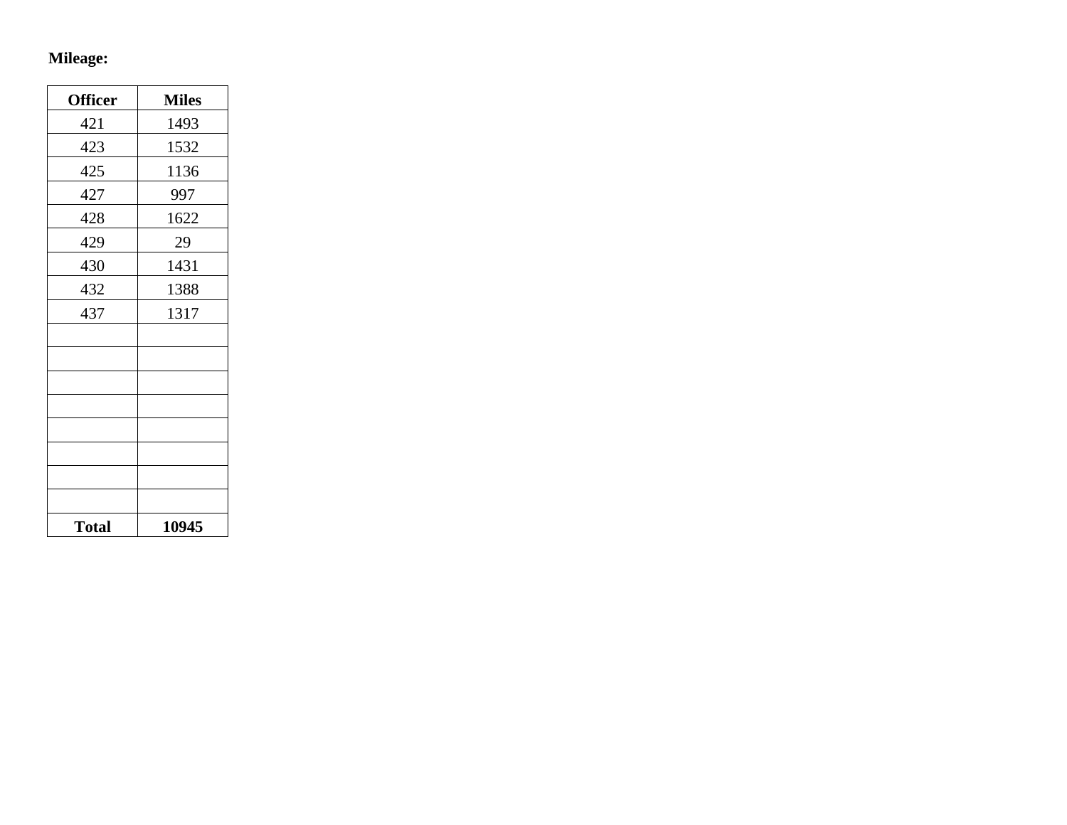**Mileage:**

| Officer | Miles |
|---|---|
| 421 | 1493 |
| 423 | 1532 |
| 425 | 1136 |
| 427 | 997 |
| 428 | 1622 |
| 429 | 29 |
| 430 | 1431 |
| 432 | 1388 |
| 437 | 1317 |
| | |
| | |
| | |
| | |
| | |
| | |
| | |
| | |
| **Total** | **10945** |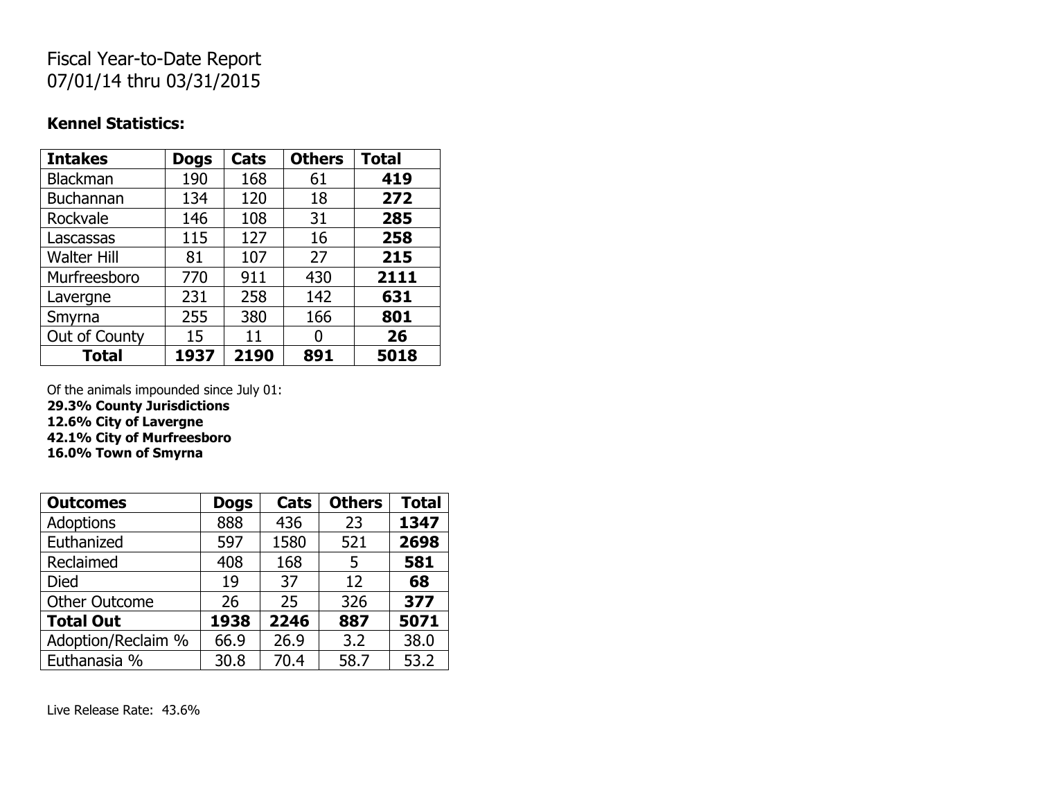# Fiscal Year-to-Date Report
07/01/14 thru 03/31/2015

**Kennel Statistics:**

| **Intakes** | **Dogs** | **Cats** | **Others** | **Total** |
|---|---|---|---|---|
| Blackman | 190 | 168 | 61 | **419** |
| Buchannan | 134 | 120 | 18 | **272** |
| Rockvale | 146 | 108 | 31 | **285** |
| Lascassas | 115 | 127 | 16 | **258** |
| Walter Hill | 81 | 107 | 27 | **215** |
| Murfreesboro | 770 | 911 | 430 | **2111** |
| Lavergne | 231 | 258 | 142 | **631** |
| Smyrna | 255 | 380 | 166 | **801** |
| Out of County | 15 | 11 | 0 | **26** |
| **Total** | **1937** | **2190** | **891** | **5018** |

Of the animals impounded since July 01:
**29.3% County Jurisdictions**
**12.6% City of Lavergne**
**42.1% City of Murfreesboro**
**16.0% Town of Smyrna**

| **Outcomes** | **Dogs** | **Cats** | **Others** | **Total** |
|---|---|---|---|---|
| Adoptions | 888 | 436 | 23 | **1347** |
| Euthanized | 597 | 1580 | 521 | **2698** |
| Reclaimed | 408 | 168 | 5 | **581** |
| Died | 19 | 37 | 12 | **68** |
| Other Outcome | 26 | 25 | 326 | **377** |
| **Total Out** | **1938** | **2246** | **887** | **5071** |
| Adoption/Reclaim % | 66.9 | 26.9 | 3.2 | 38.0 |
| Euthanasia % | 30.8 | 70.4 | 58.7 | 53.2 |

Live Release Rate: 43.6%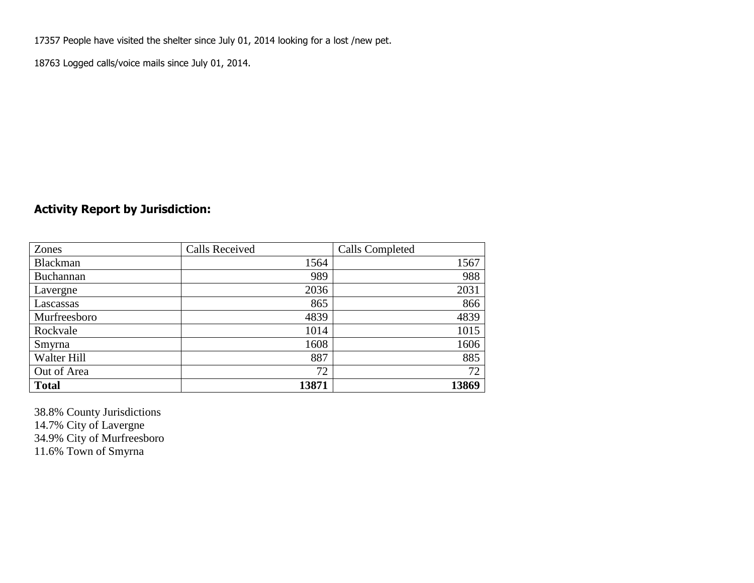17357 People have visited the shelter since July 01, 2014 looking for a lost /new pet.

18763 Logged calls/voice mails since July 01, 2014.

## Activity Report by Jurisdiction:

| Zones | Calls Received | Calls Completed |
|---|---|---|
| Blackman | 1564 | 1567 |
| Buchannan | 989 | 988 |
| Lavergne | 2036 | 2031 |
| Lascassas | 865 | 866 |
| Murfreesboro | 4839 | 4839 |
| Rockvale | 1014 | 1015 |
| Smyrna | 1608 | 1606 |
| Walter Hill | 887 | 885 |
| Out of Area | 72 | 72 |
| **Total** | **13871** | **13869** |

38.8% County Jurisdictions  
14.7% City of Lavergne  
34.9% City of Murfreesboro  
11.6% Town of Smyrna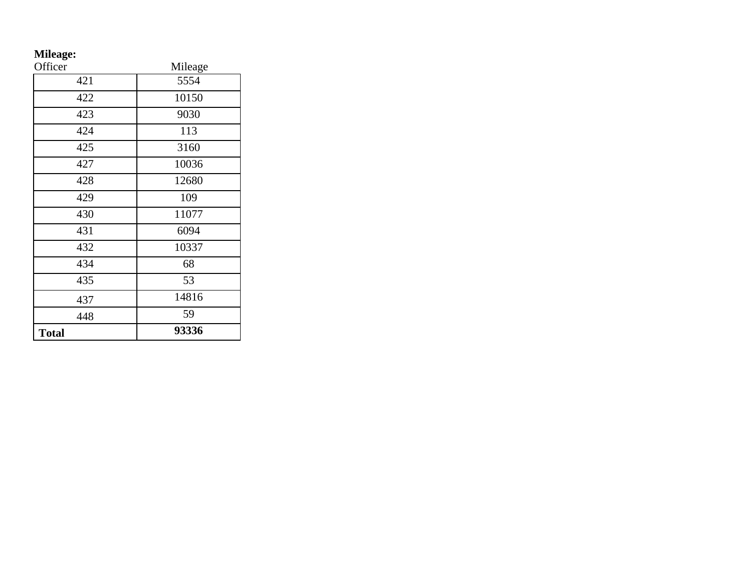**Mileage:**

| Officer | Mileage |
|---|---|
| 421 | 5554 |
| 422 | 10150 |
| 423 | 9030 |
| 424 | 113 |
| 425 | 3160 |
| 427 | 10036 |
| 428 | 12680 |
| 429 | 109 |
| 430 | 11077 |
| 431 | 6094 |
| 432 | 10337 |
| 434 | 68 |
| 435 | 53 |
| 437 | 14816 |
| 448 | 59 |
| **Total** | **93336** |